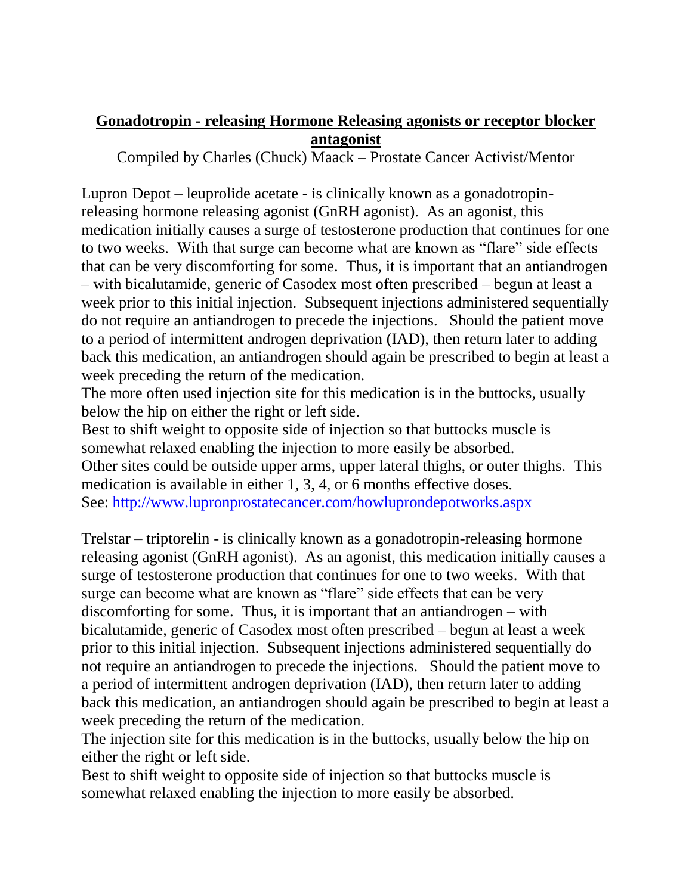# Gonadotropin - releasing Hormone Releasing agonists or receptor blocker antagonist

Compiled by Charles (Chuck) Maack – Prostate Cancer Activist/Mentor

Lupron Depot – leuprolide acetate - is clinically known as a gonadotropin-releasing hormone releasing agonist (GnRH agonist). As an agonist, this medication initially causes a surge of testosterone production that continues for one to two weeks. With that surge can become what are known as "flare" side effects that can be very discomforting for some. Thus, it is important that an antiandrogen – with bicalutamide, generic of Casodex most often prescribed – begun at least a week prior to this initial injection. Subsequent injections administered sequentially do not require an antiandrogen to precede the injections. Should the patient move to a period of intermittent androgen deprivation (IAD), then return later to adding back this medication, an antiandrogen should again be prescribed to begin at least a week preceding the return of the medication.

The more often used injection site for this medication is in the buttocks, usually below the hip on either the right or left side.

Best to shift weight to opposite side of injection so that buttocks muscle is somewhat relaxed enabling the injection to more easily be absorbed.

Other sites could be outside upper arms, upper lateral thighs, or outer thighs. This medication is available in either 1, 3, 4, or 6 months effective doses.

See: [http://www.lupronprostatecancer.com/howluprondepotworks.aspx](http://www.lupronprostatecancer.com/howluprondepotworks.aspx)

Trelstar – triptorelin - is clinically known as a gonadotropin-releasing hormone releasing agonist (GnRH agonist). As an agonist, this medication initially causes a surge of testosterone production that continues for one to two weeks. With that surge can become what are known as "flare" side effects that can be very discomforting for some. Thus, it is important that an antiandrogen – with bicalutamide, generic of Casodex most often prescribed – begun at least a week prior to this initial injection. Subsequent injections administered sequentially do not require an antiandrogen to precede the injections. Should the patient move to a period of intermittent androgen deprivation (IAD), then return later to adding back this medication, an antiandrogen should again be prescribed to begin at least a week preceding the return of the medication.

The injection site for this medication is in the buttocks, usually below the hip on either the right or left side.

Best to shift weight to opposite side of injection so that buttocks muscle is somewhat relaxed enabling the injection to more easily be absorbed.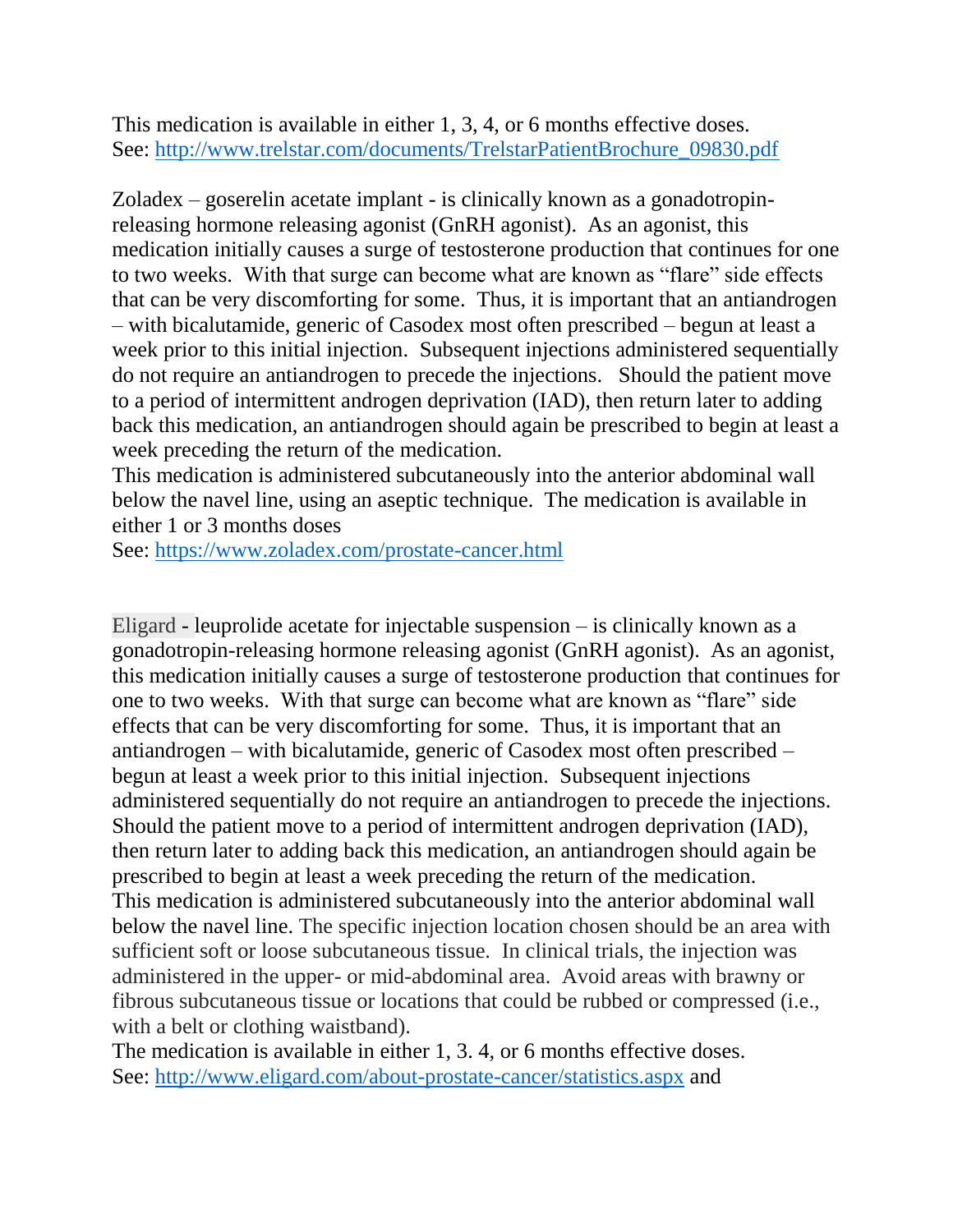This medication is available in either 1, 3, 4, or 6 months effective doses.
See: http://www.trelstar.com/documents/TrelstarPatientBrochure_09830.pdf

Zoladex – goserelin acetate implant - is clinically known as a gonadotropin-releasing hormone releasing agonist (GnRH agonist). As an agonist, this medication initially causes a surge of testosterone production that continues for one to two weeks. With that surge can become what are known as "flare" side effects that can be very discomforting for some. Thus, it is important that an antiandrogen – with bicalutamide, generic of Casodex most often prescribed – begun at least a week prior to this initial injection. Subsequent injections administered sequentially do not require an antiandrogen to precede the injections. Should the patient move to a period of intermittent androgen deprivation (IAD), then return later to adding back this medication, an antiandrogen should again be prescribed to begin at least a week preceding the return of the medication.
This medication is administered subcutaneously into the anterior abdominal wall below the navel line, using an aseptic technique. The medication is available in either 1 or 3 months doses
See: https://www.zoladex.com/prostate-cancer.html

Eligard - leuprolide acetate for injectable suspension – is clinically known as a gonadotropin-releasing hormone releasing agonist (GnRH agonist). As an agonist, this medication initially causes a surge of testosterone production that continues for one to two weeks. With that surge can become what are known as "flare" side effects that can be very discomforting for some. Thus, it is important that an antiandrogen – with bicalutamide, generic of Casodex most often prescribed – begun at least a week prior to this initial injection. Subsequent injections administered sequentially do not require an antiandrogen to precede the injections. Should the patient move to a period of intermittent androgen deprivation (IAD), then return later to adding back this medication, an antiandrogen should again be prescribed to begin at least a week preceding the return of the medication.
This medication is administered subcutaneously into the anterior abdominal wall below the navel line. The specific injection location chosen should be an area with sufficient soft or loose subcutaneous tissue. In clinical trials, the injection was administered in the upper- or mid-abdominal area. Avoid areas with brawny or fibrous subcutaneous tissue or locations that could be rubbed or compressed (i.e., with a belt or clothing waistband).
The medication is available in either 1, 3. 4, or 6 months effective doses.
See: http://www.eligard.com/about-prostate-cancer/statistics.aspx and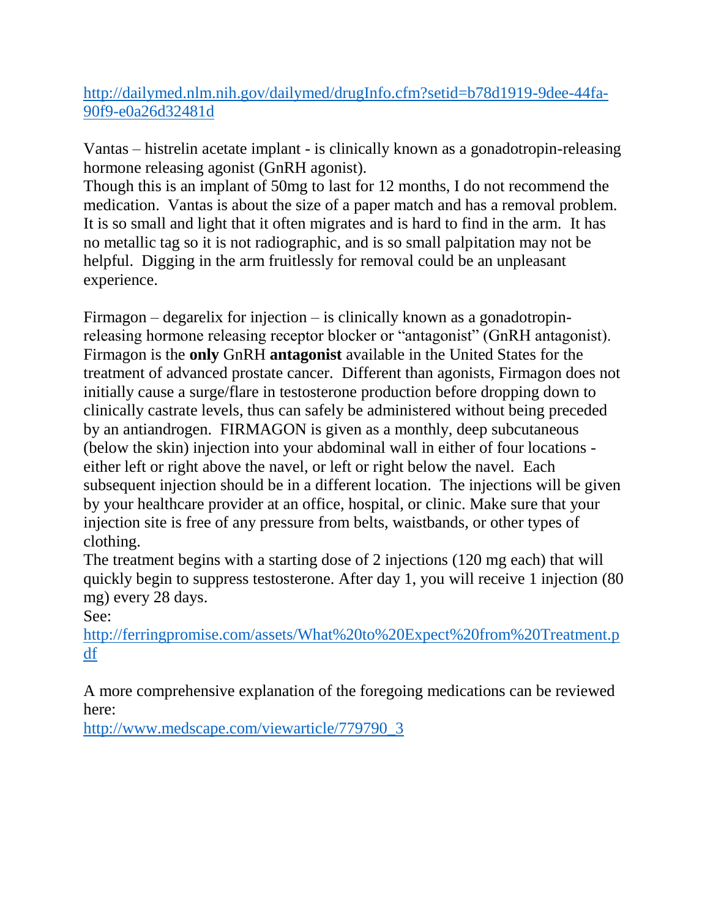http://dailymed.nlm.nih.gov/dailymed/drugInfo.cfm?setid=b78d1919-9dee-44fa-90f9-e0a26d32481d

Vantas – histrelin acetate implant - is clinically known as a gonadotropin-releasing hormone releasing agonist (GnRH agonist).
Though this is an implant of 50mg to last for 12 months, I do not recommend the medication. Vantas is about the size of a paper match and has a removal problem. It is so small and light that it often migrates and is hard to find in the arm. It has no metallic tag so it is not radiographic, and is so small palpitation may not be helpful. Digging in the arm fruitlessly for removal could be an unpleasant experience.

Firmagon – degarelix for injection – is clinically known as a gonadotropin-releasing hormone releasing receptor blocker or "antagonist" (GnRH antagonist). Firmagon is the **only** GnRH **antagonist** available in the United States for the treatment of advanced prostate cancer. Different than agonists, Firmagon does not initially cause a surge/flare in testosterone production before dropping down to clinically castrate levels, thus can safely be administered without being preceded by an antiandrogen. FIRMAGON is given as a monthly, deep subcutaneous (below the skin) injection into your abdominal wall in either of four locations - either left or right above the navel, or left or right below the navel. Each subsequent injection should be in a different location. The injections will be given by your healthcare provider at an office, hospital, or clinic. Make sure that your injection site is free of any pressure from belts, waistbands, or other types of clothing.
The treatment begins with a starting dose of 2 injections (120 mg each) that will quickly begin to suppress testosterone. After day 1, you will receive 1 injection (80 mg) every 28 days.
See:
http://ferringpromise.com/assets/What%20to%20Expect%20from%20Treatment.pdf

A more comprehensive explanation of the foregoing medications can be reviewed here:
http://www.medscape.com/viewarticle/779790_3